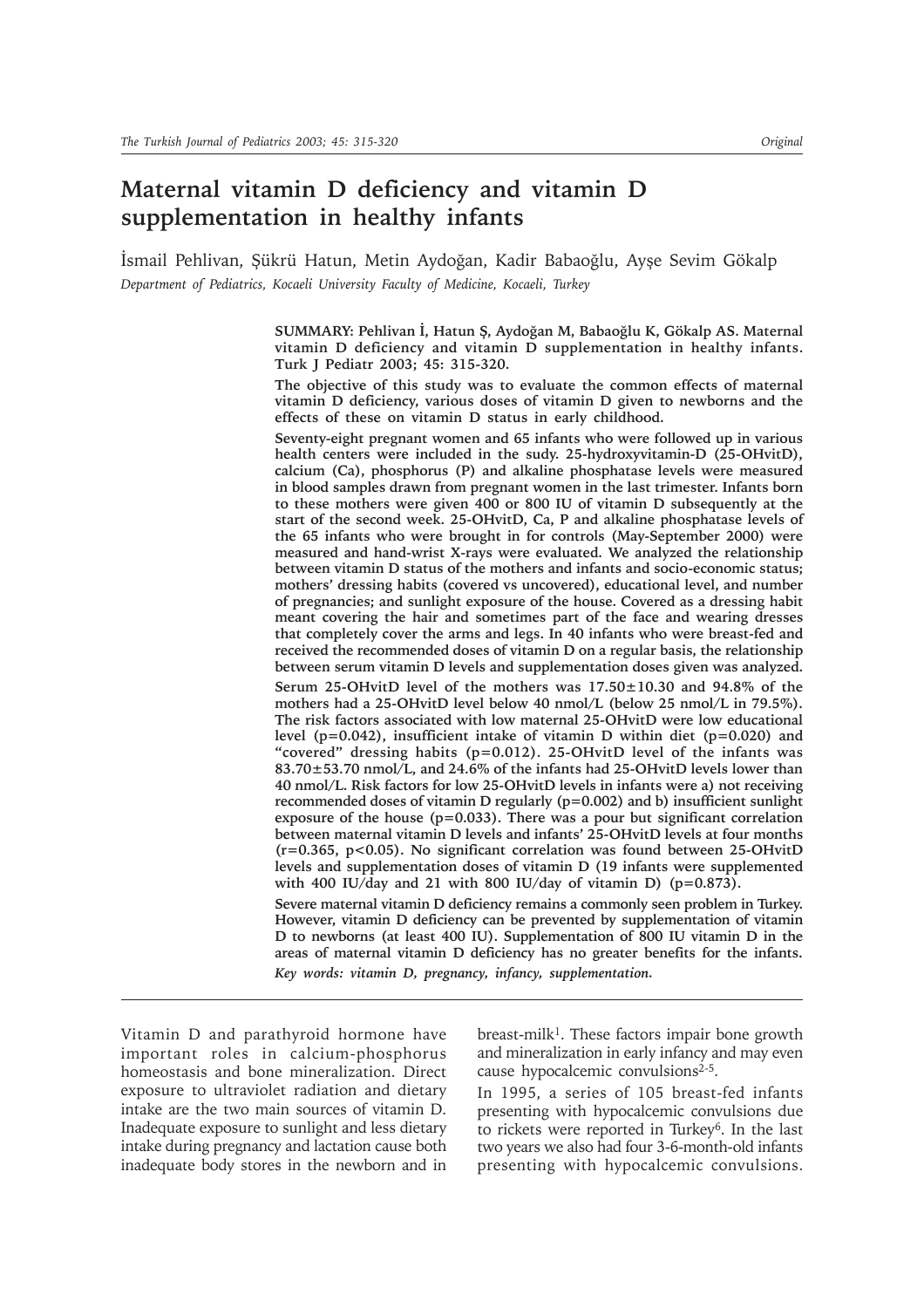*Original*

# Maternal vitamin D deficiency and vitamin D supplementation in healthy infants

İsmail Pehlivan, Şükrü Hatun, Metin Aydoğan, Kadir Babaoğlu, Ayşe Sevim Gökalp

*Department of Pediatrics, Kocaeli University Faculty of Medicine, Kocaeli, Turkey*

**SUMMARY: Pehlivan İ, Hatun Ş, Aydoğan M, Babaoğlu K, Gökalp AS. Maternal vitamin D deficiency and vitamin D supplementation in healthy infants. Turk J Pediatr 2003; 45: 315-320.**

**The objective of this study was to evaluate the common effects of maternal vitamin D deficiency, various doses of vitamin D given to newborns and the effects of these on vitamin D status in early childhood.**

**Seventy-eight pregnant women and 65 infants who were followed up in various health centers were included in the sudy. 25-hydroxyvitamin-D (25-OHvitD), calcium (Ca), phosphorus (P) and alkaline phosphatase levels were measured in blood samples drawn from pregnant women in the last trimester. Infants born to these mothers were given 400 or 800 IU of vitamin D subsequently at the start of the second week. 25-OHvitD, Ca, P and alkaline phosphatase levels of the 65 infants who were brought in for controls (May-September 2000) were measured and hand-wrist X-rays were evaluated. We analyzed the relationship between vitamin D status of the mothers and infants and socio-economic status; mothers' dressing habits (covered vs uncovered), educational level, and number of pregnancies; and sunlight exposure of the house. Covered as a dressing habit meant covering the hair and sometimes part of the face and wearing dresses that completely cover the arms and legs. In 40 infants who were breast-fed and received the recommended doses of vitamin D on a regular basis, the relationship between serum vitamin D levels and supplementation doses given was analyzed.**

**Serum 25-OHvitD level of the mothers was 17.50±10.30 and 94.8% of the mothers had a 25-OHvitD level below 40 nmol/L (below 25 nmol/L in 79.5%). The risk factors associated with low maternal 25-OHvitD were low educational level (p=0.042), insufficient intake of vitamin D within diet (p=0.020) and "covered" dressing habits (p=0.012). 25-OHvitD level of the infants was 83.70±53.70 nmol/L, and 24.6% of the infants had 25-OHvitD levels lower than 40 nmol/L. Risk factors for low 25-OHvitD levels in infants were a) not receiving recommended doses of vitamin D regularly (p=0.002) and b) insufficient sunlight exposure of the house (p=0.033). There was a pour but significant correlation between maternal vitamin D levels and infants' 25-OHvitD levels at four months (r=0.365, p<0.05). No significant correlation was found between 25-OHvitD levels and supplementation doses of vitamin D (19 infants were supplemented with 400 IU/day and 21 with 800 IU/day of vitamin D) (p=0.873).**

**Severe maternal vitamin D deficiency remains a commonly seen problem in Turkey. However, vitamin D deficiency can be prevented by supplementation of vitamin D to newborns (at least 400 IU). Supplementation of 800 IU vitamin D in the areas of maternal vitamin D deficiency has no greater benefits for the infants.**

***Key words: vitamin D, pregnancy, infancy, supplementation.***

---

Vitamin D and parathyroid hormone have important roles in calcium-phosphorus homeostasis and bone mineralization. Direct exposure to ultraviolet radiation and dietary intake are the two main sources of vitamin D. Inadequate exposure to sunlight and less dietary intake during pregnancy and lactation cause both inadequate body stores in the newborn and in breast-milk[1]. These factors impair bone growth and mineralization in early infancy and may even cause hypocalcemic convulsions[2-5].

In 1995, a series of 105 breast-fed infants presenting with hypocalcemic convulsions due to rickets were reported in Turkey[6]. In the last two years we also had four 3-6-month-old infants presenting with hypocalcemic convulsions.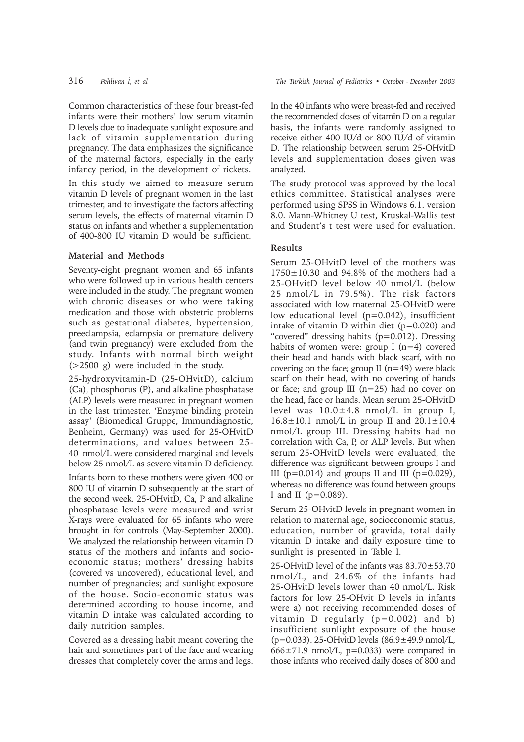Common characteristics of these four breast-fed infants were their mothers' low serum vitamin D levels due to inadequate sunlight exposure and lack of vitamin supplementation during pregnancy. The data emphasizes the significance of the maternal factors, especially in the early infancy period, in the development of rickets.

In this study we aimed to measure serum vitamin D levels of pregnant women in the last trimester, and to investigate the factors affecting serum levels, the effects of maternal vitamin D status on infants and whether a supplementation of 400-800 IU vitamin D would be sufficient.

## Material and Methods

Seventy-eight pregnant women and 65 infants who were followed up in various health centers were included in the study. The pregnant women with chronic diseases or who were taking medication and those with obstetric problems such as gestational diabetes, hypertension, preeclampsia, eclampsia or premature delivery (and twin pregnancy) were excluded from the study. Infants with normal birth weight (>2500 g) were included in the study.

25-hydroxyvitamin-D (25-OHvitD), calcium (Ca), phosphorus (P), and alkaline phosphatase (ALP) levels were measured in pregnant women in the last trimester. 'Enzyme binding protein assay' (Biomedical Gruppe, Immundiagnostic, Benheim, Germany) was used for 25-OHvitD determinations, and values between 25-40 nmol/L were considered marginal and levels below 25 nmol/L as severe vitamin D deficiency.

Infants born to these mothers were given 400 or 800 IU of vitamin D subsequently at the start of the second week. 25-OHvitD, Ca, P and alkaline phosphatase levels were measured and wrist X-rays were evaluated for 65 infants who were brought in for controls (May-September 2000). We analyzed the relationship between vitamin D status of the mothers and infants and socio-economic status; mothers' dressing habits (covered vs uncovered), educational level, and number of pregnancies; and sunlight exposure of the house. Socio-economic status was determined according to house income, and vitamin D intake was calculated according to daily nutrition samples.

Covered as a dressing habit meant covering the hair and sometimes part of the face and wearing dresses that completely cover the arms and legs.

In the 40 infants who were breast-fed and received the recommended doses of vitamin D on a regular basis, the infants were randomly assigned to receive either 400 IU/d or 800 IU/d of vitamin D. The relationship between serum 25-OHvitD levels and supplementation doses given was analyzed.

The study protocol was approved by the local ethics committee. Statistical analyses were performed using SPSS in Windows 6.1. version 8.0. Mann-Whitney U test, Kruskal-Wallis test and Student's t test were used for evaluation.

## Results

Serum 25-OHvitD level of the mothers was 1750±10.30 and 94.8% of the mothers had a 25-OHvitD level below 40 nmol/L (below 25 nmol/L in 79.5%). The risk factors associated with low maternal 25-OHvitD were low educational level ($p=0.042$), insufficient intake of vitamin D within diet ($p=0.020$) and "covered" dressing habits ($p=0.012$). Dressing habits of women were: group I (n=4) covered their head and hands with black scarf, with no covering on the face; group II (n=49) were black scarf on their head, with no covering of hands or face; and group III (n=25) had no cover on the head, face or hands. Mean serum 25-OHvitD level was 10.0±4.8 nmol/L in group I, 16.8±10.1 nmol/L in group II and 20.1±10.4 nmol/L group III. Dressing habits had no correlation with Ca, P, or ALP levels. But when serum 25-OHvitD levels were evaluated, the difference was significant between groups I and III ($p=0.014$) and groups II and III ($p=0.029$), whereas no difference was found between groups I and II ($p=0.089$).

Serum 25-OHvitD levels in pregnant women in relation to maternal age, socioeconomic status, education, number of gravida, total daily vitamin D intake and daily exposure time to sunlight is presented in Table I.

25-OHvitD level of the infants was 83.70±53.70 nmol/L, and 24.6% of the infants had 25-OHvitD levels lower than 40 nmol/L. Risk factors for low 25-OHvit D levels in infants were a) not receiving recommended doses of vitamin D regularly ($p=0.002$) and b) insufficient sunlight exposure of the house ($p=0.033$). 25-OHvitD levels (86.9±49.9 nmol/L, 666±71.9 nmol/L, $p=0.033$) were compared in those infants who received daily doses of 800 and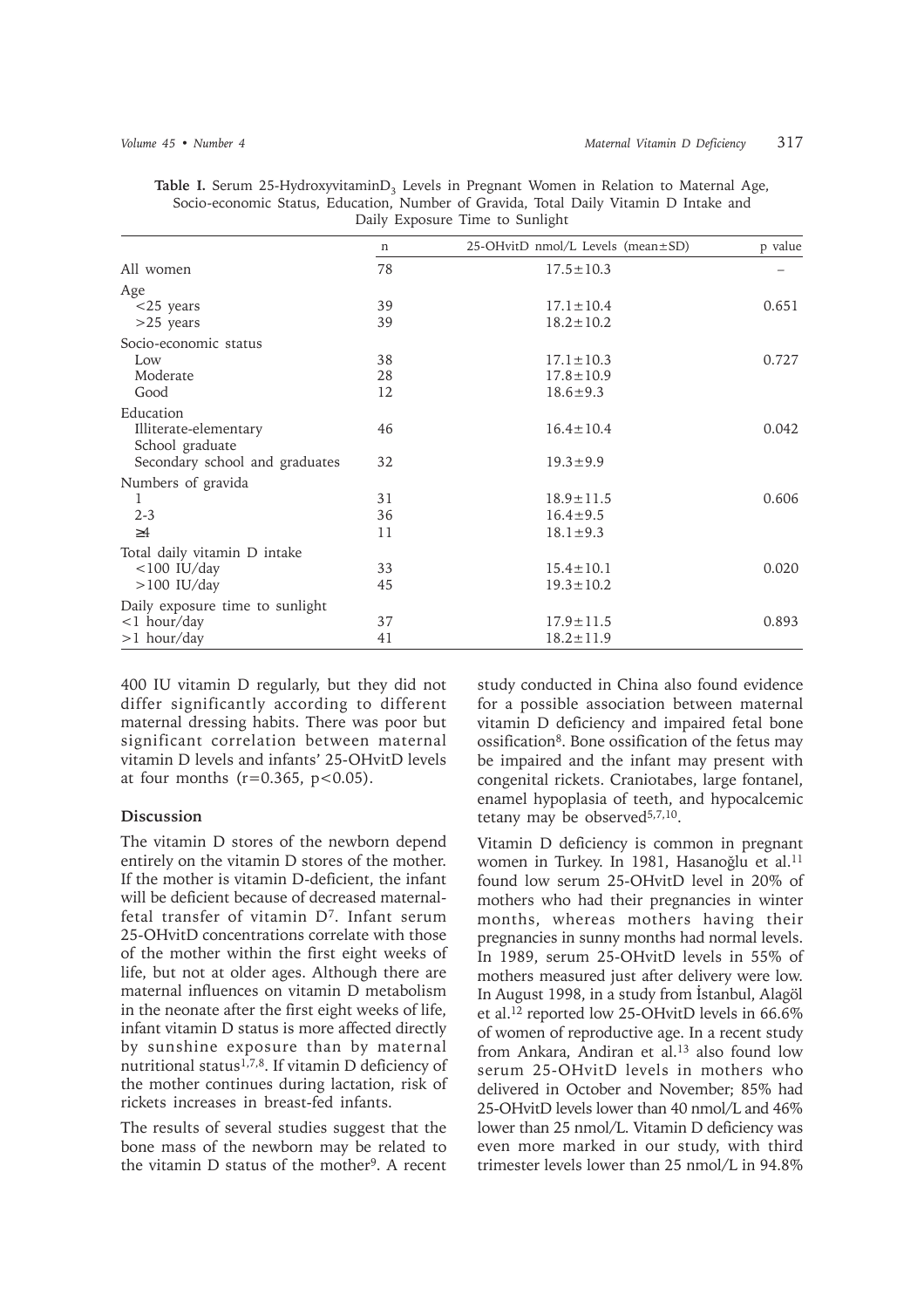**Table I.** Serum 25-Hydroxyvitamin$D_3$ Levels in Pregnant Women in Relation to Maternal Age, Socio-economic Status, Education, Number of Gravida, Total Daily Vitamin D Intake and Daily Exposure Time to Sunlight

| | n | 25-OHvitD nmol/L Levels (mean±SD) | p value |
|---|---|---|---|
| All women | 78 | 17.5±10.3 | – |
| Age | | | |
| <25 years | 39 | 17.1±10.4 | 0.651 |
| >25 years | 39 | 18.2±10.2 | |
| Socio-economic status | | | |
| Low | 38 | 17.1±10.3 | 0.727 |
| Moderate | 28 | 17.8±10.9 | |
| Good | 12 | 18.6±9.3 | |
| Education | | | |
| Illiterate-elementary School graduate | 46 | 16.4±10.4 | 0.042 |
| Secondary school and graduates | 32 | 19.3±9.9 | |
| Numbers of gravida | | | |
| 1 | 31 | 18.9±11.5 | 0.606 |
| 2-3 | 36 | 16.4±9.5 | |
| ≥4 | 11 | 18.1±9.3 | |
| Total daily vitamin D intake | | | |
| <100 IU/day | 33 | 15.4±10.1 | 0.020 |
| >100 IU/day | 45 | 19.3±10.2 | |
| Daily exposure time to sunlight | | | |
| <1 hour/day | 37 | 17.9±11.5 | 0.893 |
| >1 hour/day | 41 | 18.2±11.9 | |

400 IU vitamin D regularly, but they did not differ significantly according to different maternal dressing habits. There was poor but significant correlation between maternal vitamin D levels and infants' 25-OHvitD levels at four months ($r=0.365$, $p<0.05$).

## Discussion

The vitamin D stores of the newborn depend entirely on the vitamin D stores of the mother. If the mother is vitamin D-deficient, the infant will be deficient because of decreased maternal-fetal transfer of vitamin D[7]. Infant serum 25-OHvitD concentrations correlate with those of the mother within the first eight weeks of life, but not at older ages. Although there are maternal influences on vitamin D metabolism in the neonate after the first eight weeks of life, infant vitamin D status is more affected directly by sunshine exposure than by maternal nutritional status[1,7,8]. If vitamin D deficiency of the mother continues during lactation, risk of rickets increases in breast-fed infants.

The results of several studies suggest that the bone mass of the newborn may be related to the vitamin D status of the mother[9]. A recent study conducted in China also found evidence for a possible association between maternal vitamin D deficiency and impaired fetal bone ossification[8]. Bone ossification of the fetus may be impaired and the infant may present with congenital rickets. Craniotabes, large fontanel, enamel hypoplasia of teeth, and hypocalcemic tetany may be observed[5,7,10].

Vitamin D deficiency is common in pregnant women in Turkey. In 1981, Hasanoğlu et al.[11] found low serum 25-OHvitD level in 20% of mothers who had their pregnancies in winter months, whereas mothers having their pregnancies in sunny months had normal levels. In 1989, serum 25-OHvitD levels in 55% of mothers measured just after delivery were low. In August 1998, in a study from İstanbul, Alagöl et al.[12] reported low 25-OHvitD levels in 66.6% of women of reproductive age. In a recent study from Ankara, Andiran et al.[13] also found low serum 25-OHvitD levels in mothers who delivered in October and November; 85% had 25-OHvitD levels lower than 40 nmol/L and 46% lower than 25 nmol/L. Vitamin D deficiency was even more marked in our study, with third trimester levels lower than 25 nmol/L in 94.8%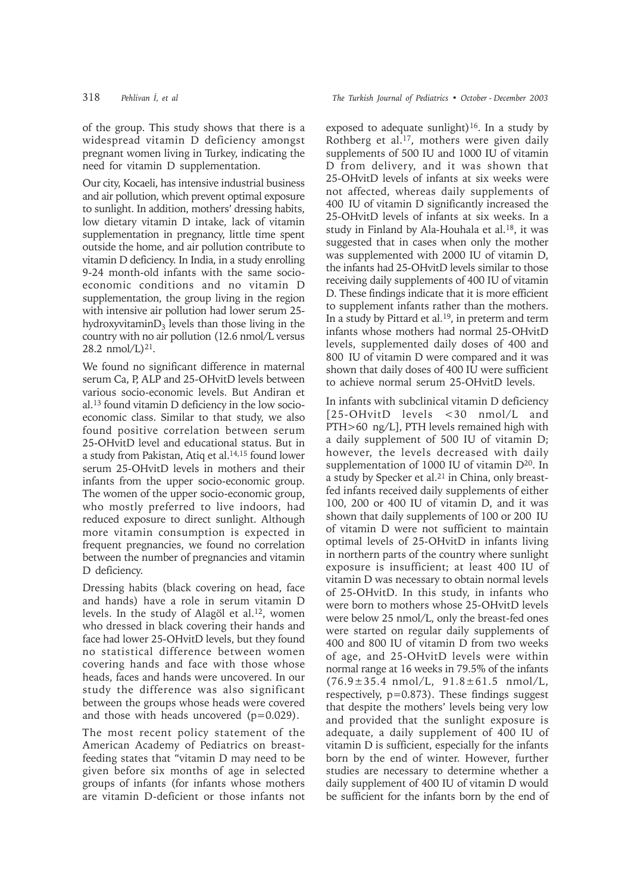of the group. This study shows that there is a widespread vitamin D deficiency amongst pregnant women living in Turkey, indicating the need for vitamin D supplementation.

Our city, Kocaeli, has intensive industrial business and air pollution, which prevent optimal exposure to sunlight. In addition, mothers' dressing habits, low dietary vitamin D intake, lack of vitamin supplementation in pregnancy, little time spent outside the home, and air pollution contribute to vitamin D deficiency. In India, in a study enrolling 9-24 month-old infants with the same socio-economic conditions and no vitamin D supplementation, the group living in the region with intensive air pollution had lower serum 25-hydroxyvitamin$D_3$ levels than those living in the country with no air pollution (12.6 nmol/L versus 28.2 nmol/L)[21].

We found no significant difference in maternal serum Ca, P, ALP and 25-OHvitD levels between various socio-economic levels. But Andiran et al.[13] found vitamin D deficiency in the low socio-economic class. Similar to that study, we also found positive correlation between serum 25-OHvitD level and educational status. But in a study from Pakistan, Atiq et al.[14,15] found lower serum 25-OHvitD levels in mothers and their infants from the upper socio-economic group. The women of the upper socio-economic group, who mostly preferred to live indoors, had reduced exposure to direct sunlight. Although more vitamin consumption is expected in frequent pregnancies, we found no correlation between the number of pregnancies and vitamin D deficiency.

Dressing habits (black covering on head, face and hands) have a role in serum vitamin D levels. In the study of Alagöl et al.[12], women who dressed in black covering their hands and face had lower 25-OHvitD levels, but they found no statistical difference between women covering hands and face with those whose heads, faces and hands were uncovered. In our study the difference was also significant between the groups whose heads were covered and those with heads uncovered ($p=0.029$).

The most recent policy statement of the American Academy of Pediatrics on breast-feeding states that "vitamin D may need to be given before six months of age in selected groups of infants (for infants whose mothers are vitamin D-deficient or those infants not exposed to adequate sunlight)[16]. In a study by Rothberg et al.[17], mothers were given daily supplements of 500 IU and 1000 IU of vitamin D from delivery, and it was shown that 25-OHvitD levels of infants at six weeks were not affected, whereas daily supplements of 400 IU of vitamin D significantly increased the 25-OHvitD levels of infants at six weeks. In a study in Finland by Ala-Houhala et al.[18], it was suggested that in cases when only the mother was supplemented with 2000 IU of vitamin D, the infants had 25-OHvitD levels similar to those receiving daily supplements of 400 IU of vitamin D. These findings indicate that it is more efficient to supplement infants rather than the mothers. In a study by Pittard et al.[19], in preterm and term infants whose mothers had normal 25-OHvitD levels, supplemented daily doses of 400 and 800 IU of vitamin D were compared and it was shown that daily doses of 400 IU were sufficient to achieve normal serum 25-OHvitD levels.

In infants with subclinical vitamin D deficiency [25-OHvitD levels $<30$ nmol/L and PTH$>60$ ng/L], PTH levels remained high with a daily supplement of 500 IU of vitamin D; however, the levels decreased with daily supplementation of 1000 IU of vitamin D[20]. In a study by Specker et al.[21] in China, only breast-fed infants received daily supplements of either 100, 200 or 400 IU of vitamin D, and it was shown that daily supplements of 100 or 200 IU of vitamin D were not sufficient to maintain optimal levels of 25-OHvitD in infants living in northern parts of the country where sunlight exposure is insufficient; at least 400 IU of vitamin D was necessary to obtain normal levels of 25-OHvitD. In this study, in infants who were born to mothers whose 25-OHvitD levels were below 25 nmol/L, only the breast-fed ones were started on regular daily supplements of 400 and 800 IU of vitamin D from two weeks of age, and 25-OHvitD levels were within normal range at 16 weeks in 79.5% of the infants ($76.9\pm35.4$ nmol/L, $91.8\pm61.5$ nmol/L, respectively, $p=0.873$). These findings suggest that despite the mothers' levels being very low and provided that the sunlight exposure is adequate, a daily supplement of 400 IU of vitamin D is sufficient, especially for the infants born by the end of winter. However, further studies are necessary to determine whether a daily supplement of 400 IU of vitamin D would be sufficient for the infants born by the end of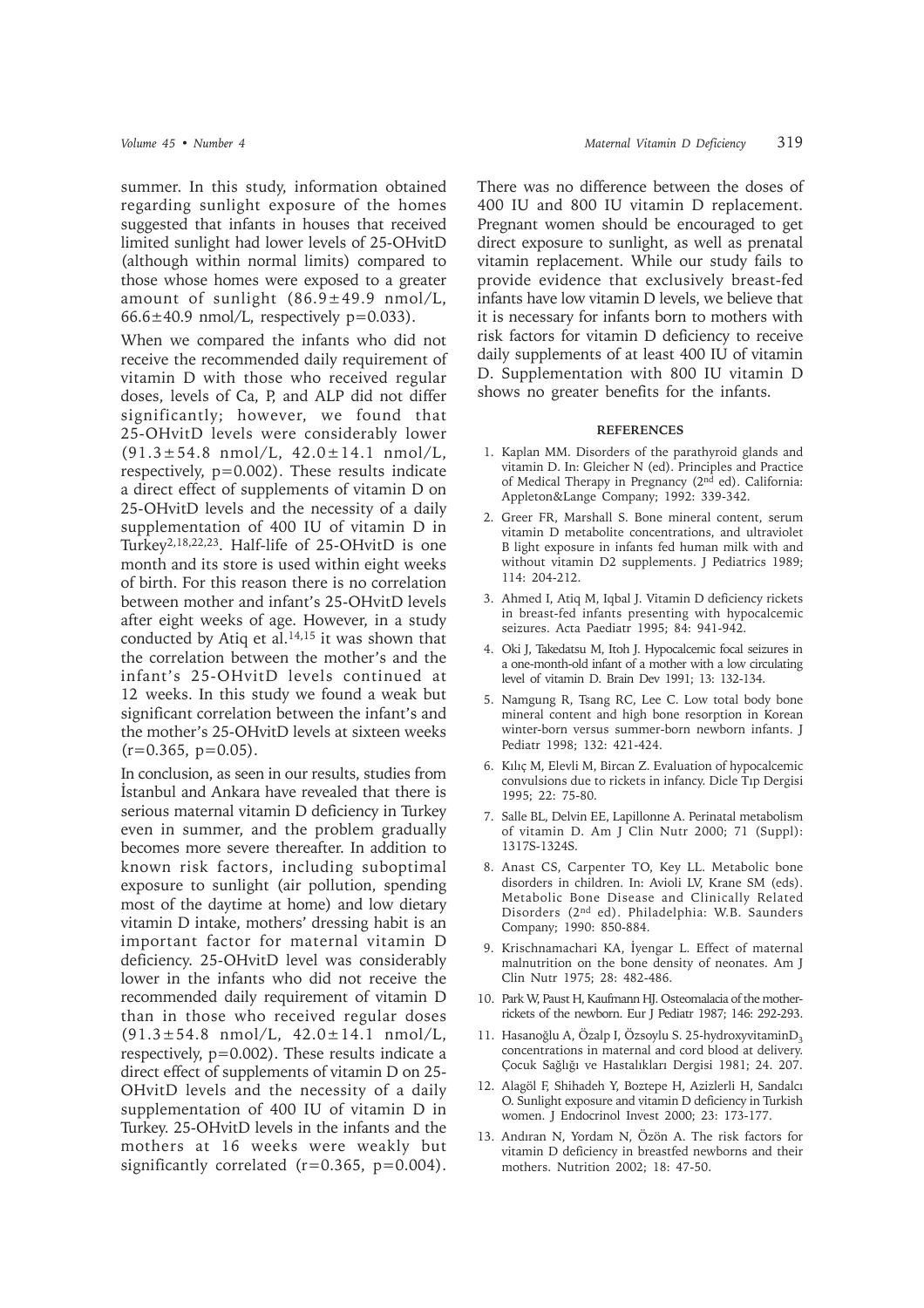summer. In this study, information obtained regarding sunlight exposure of the homes suggested that infants in houses that received limited sunlight had lower levels of 25-OHvitD (although within normal limits) compared to those whose homes were exposed to a greater amount of sunlight (86.9±49.9 nmol/L, 66.6±40.9 nmol/L, respectively p=0.033).

When we compared the infants who did not receive the recommended daily requirement of vitamin D with those who received regular doses, levels of Ca, P, and ALP did not differ significantly; however, we found that 25-OHvitD levels were considerably lower (91.3±54.8 nmol/L, 42.0±14.1 nmol/L, respectively, p=0.002). These results indicate a direct effect of supplements of vitamin D on 25-OHvitD levels and the necessity of a daily supplementation of 400 IU of vitamin D in Turkey[2,18,22,23]. Half-life of 25-OHvitD is one month and its store is used within eight weeks of birth. For this reason there is no correlation between mother and infant's 25-OHvitD levels after eight weeks of age. However, in a study conducted by Atiq et al.[14,15] it was shown that the correlation between the mother's and the infant's 25-OHvitD levels continued at 12 weeks. In this study we found a weak but significant correlation between the infant's and the mother's 25-OHvitD levels at sixteen weeks (r=0.365, p=0.05).

In conclusion, as seen in our results, studies from İstanbul and Ankara have revealed that there is serious maternal vitamin D deficiency in Turkey even in summer, and the problem gradually becomes more severe thereafter. In addition to known risk factors, including suboptimal exposure to sunlight (air pollution, spending most of the daytime at home) and low dietary vitamin D intake, mothers' dressing habit is an important factor for maternal vitamin D deficiency. 25-OHvitD level was considerably lower in the infants who did not receive the recommended daily requirement of vitamin D than in those who received regular doses (91.3±54.8 nmol/L, 42.0±14.1 nmol/L, respectively, p=0.002). These results indicate a direct effect of supplements of vitamin D on 25-OHvitD levels and the necessity of a daily supplementation of 400 IU of vitamin D in Turkey. 25-OHvitD levels in the infants and the mothers at 16 weeks were weakly but significantly correlated (r=0.365, p=0.004). There was no difference between the doses of 400 IU and 800 IU vitamin D replacement. Pregnant women should be encouraged to get direct exposure to sunlight, as well as prenatal vitamin replacement. While our study fails to provide evidence that exclusively breast-fed infants have low vitamin D levels, we believe that it is necessary for infants born to mothers with risk factors for vitamin D deficiency to receive daily supplements of at least 400 IU of vitamin D. Supplementation with 800 IU vitamin D shows no greater benefits for the infants.

## REFERENCES

1. Kaplan MM. Disorders of the parathyroid glands and vitamin D. In: Gleicher N (ed). Principles and Practice of Medical Therapy in Pregnancy (2nd ed). California: Appleton&Lange Company; 1992: 339-342.
2. Greer FR, Marshall S. Bone mineral content, serum vitamin D metabolite concentrations, and ultraviolet B light exposure in infants fed human milk with and without vitamin D2 supplements. J Pediatrics 1989; 114: 204-212.
3. Ahmed I, Atiq M, Iqbal J. Vitamin D deficiency rickets in breast-fed infants presenting with hypocalcemic seizures. Acta Paediatr 1995; 84: 941-942.
4. Oki J, Takedatsu M, Itoh J. Hypocalcemic focal seizures in a one-month-old infant of a mother with a low circulating level of vitamin D. Brain Dev 1991; 13: 132-134.
5. Namgung R, Tsang RC, Lee C. Low total body bone mineral content and high bone resorption in Korean winter-born versus summer-born newborn infants. J Pediatr 1998; 132: 421-424.
6. Kılıç M, Elevli M, Bircan Z. Evaluation of hypocalcemic convulsions due to rickets in infancy. Dicle Tıp Dergisi 1995; 22: 75-80.
7. Salle BL, Delvin EE, Lapillonne A. Perinatal metabolism of vitamin D. Am J Clin Nutr 2000; 71 (Suppl): 1317S-1324S.
8. Anast CS, Carpenter TO, Key LL. Metabolic bone disorders in children. In: Avioli LV, Krane SM (eds). Metabolic Bone Disease and Clinically Related Disorders (2nd ed). Philadelphia: W.B. Saunders Company; 1990: 850-884.
9. Krischnamachari KA, İyengar L. Effect of maternal malnutrition on the bone density of neonates. Am J Clin Nutr 1975; 28: 482-486.
10. Park W, Paust H, Kaufmann HJ. Osteomalacia of the mother-rickets of the newborn. Eur J Pediatr 1987; 146: 292-293.
11. Hasanoğlu A, Özalp I, Özsoylu S. 25-hydroxyvitamin$D_3$ concentrations in maternal and cord blood at delivery. Çocuk Sağlığı ve Hastalıkları Dergisi 1981; 24. 207.
12. Alagöl F, Shihadeh Y, Boztepe H, Azizlerli H, Sandalcı O. Sunlight exposure and vitamin D deficiency in Turkish women. J Endocrinol Invest 2000; 23: 173-177.
13. Andıran N, Yordam N, Özön A. The risk factors for vitamin D deficiency in breastfed newborns and their mothers. Nutrition 2002; 18: 47-50.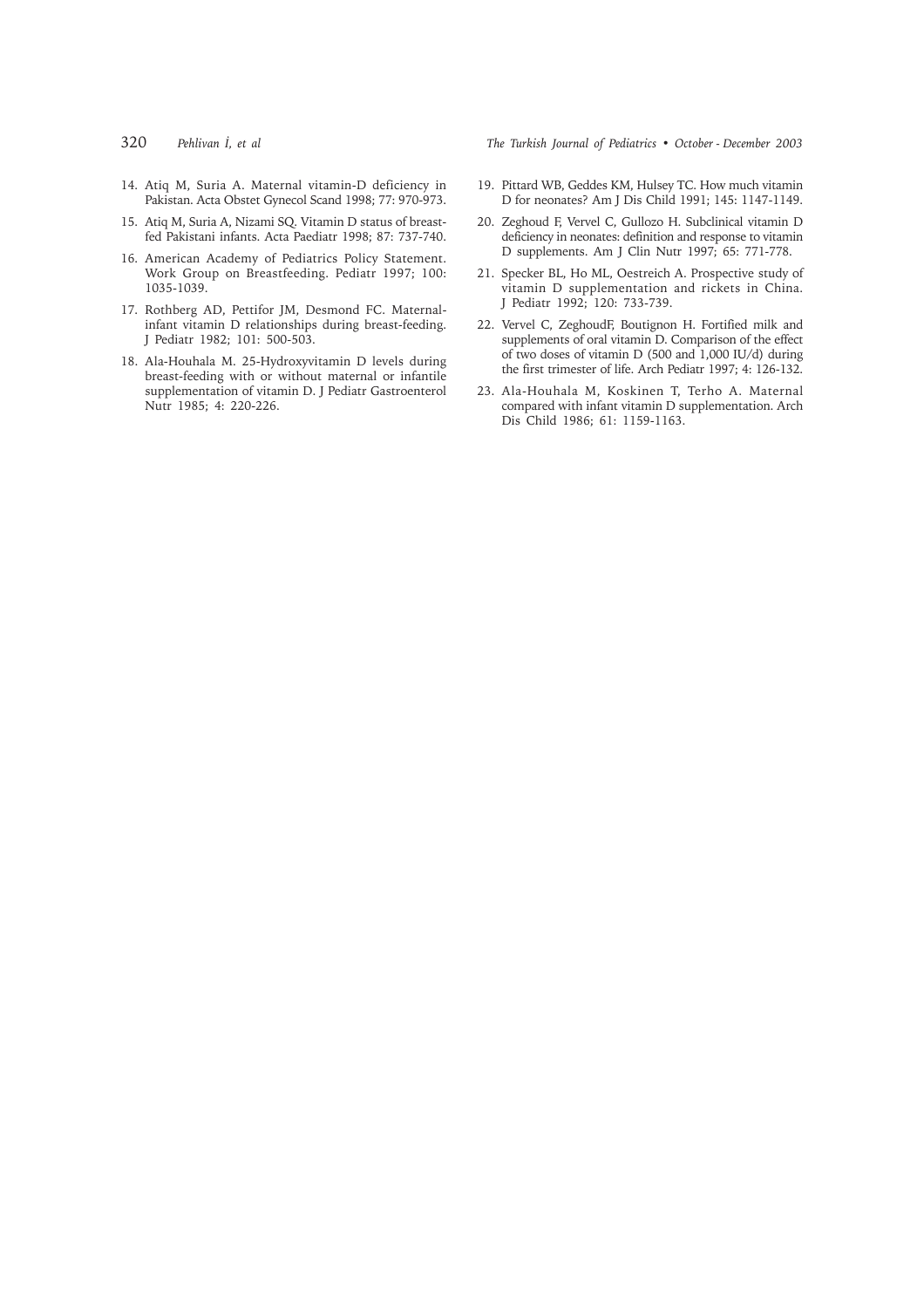14. Atiq M, Suria A. Maternal vitamin-D deficiency in Pakistan. Acta Obstet Gynecol Scand 1998; 77: 970-973.
15. Atiq M, Suria A, Nizami SQ. Vitamin D status of breast-fed Pakistani infants. Acta Paediatr 1998; 87: 737-740.
16. American Academy of Pediatrics Policy Statement. Work Group on Breastfeeding. Pediatr 1997; 100: 1035-1039.
17. Rothberg AD, Pettifor JM, Desmond FC. Maternal-infant vitamin D relationships during breast-feeding. J Pediatr 1982; 101: 500-503.
18. Ala-Houhala M. 25-Hydroxyvitamin D levels during breast-feeding with or without maternal or infantile supplementation of vitamin D. J Pediatr Gastroenterol Nutr 1985; 4: 220-226.
19. Pittard WB, Geddes KM, Hulsey TC. How much vitamin D for neonates? Am J Dis Child 1991; 145: 1147-1149.
20. Zeghoud F, Vervel C, Gullozo H. Subclinical vitamin D deficiency in neonates: definition and response to vitamin D supplements. Am J Clin Nutr 1997; 65: 771-778.
21. Specker BL, Ho ML, Oestreich A. Prospective study of vitamin D supplementation and rickets in China. J Pediatr 1992; 120: 733-739.
22. Vervel C, ZeghoudF, Boutignon H. Fortified milk and supplements of oral vitamin D. Comparison of the effect of two doses of vitamin D (500 and 1,000 IU/d) during the first trimester of life. Arch Pediatr 1997; 4: 126-132.
23. Ala-Houhala M, Koskinen T, Terho A. Maternal compared with infant vitamin D supplementation. Arch Dis Child 1986; 61: 1159-1163.